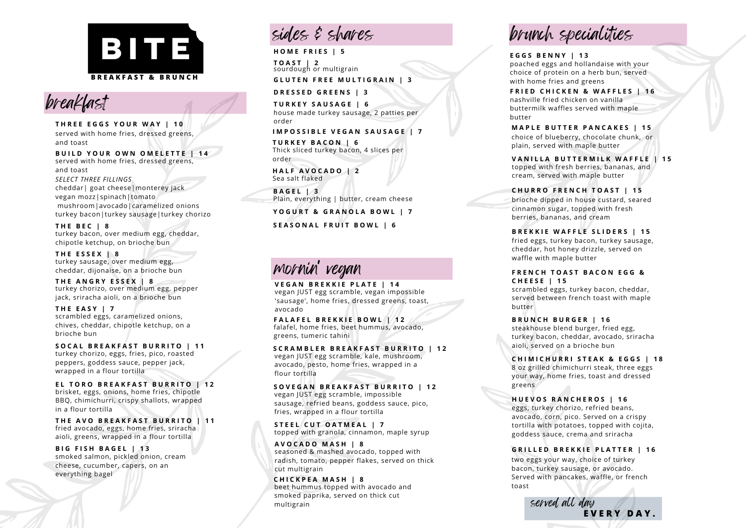# BITE

BREAKFAST & BRUNCH

## breakfast

**THREE EGGS YOUR WAY | 10**
served with home fries, dressed greens, and toast

**BUILD YOUR OWN OMELETTE | 14**
served with home fries, dressed greens, and toast
*SELECT THREE FILLINGS*
cheddar| goat cheese|monterey jack
vegan mozz|spinach|tomato
mushroom|avocado|caramelized onions
turkey bacon|turkey sausage|turkey chorizo

**THE BEC | 8**
turkey bacon, over medium egg, cheddar, chipotle ketchup, on brioche bun

**THE ESSEX | 8**
turkey sausage, over medium egg, cheddar, dijonaise, on a brioche bun

**THE ANGRY ESSEX | 8**
turkey chorizo, over medium egg, pepper jack, sriracha aioli, on a brioche bun

**THE EASY | 7**
scrambled eggs, caramelized onions, chives, cheddar, chipotle ketchup, on a brioche bun

**SOCAL BREAKFAST BURRITO | 11**
turkey chorizo, eggs, fries, pico, roasted peppers, goddess sauce, pepper jack, wrapped in a flour tortilla

**EL TORO BREAKFAST BURRITO | 12**
brisket, eggs, onions, home fries, chipotle BBQ, chimichurri, crispy shallots, wrapped in a flour tortilla

**THE AVO BREAKFAST BURRITO | 11**
fried avocado, eggs, home fries, sriracha aioli, greens, wrapped in a flour tortilla

**BIG FISH BAGEL | 13**
smoked salmon, pickled onion, cream cheese, cucumber, capers, on an everything bagel

## sides & shares

**HOME FRIES | 5**

**TOAST | 2**
sourdough or multigrain

**GLUTEN FREE MULTIGRAIN | 3**

**DRESSED GREENS | 3**

**TURKEY SAUSAGE | 6**
house made turkey sausage, 2 patties per order

**IMPOSSIBLE VEGAN SAUSAGE | 7**

**TURKEY BACON | 6**
Thick sliced turkey bacon, 4 slices per order

**HALF AVOCADO | 2**
Sea salt flaked

**BAGEL | 3**
Plain, everything | butter, cream cheese

**YOGURT & GRANOLA BOWL | 7**

**SEASONAL FRUIT BOWL | 6**

## mornin' vegan

**VEGAN BREKKIE PLATE | 14**
vegan JUST egg scramble, vegan impossible 'sausage', home fries, dressed greens, toast, avocado

**FALAFEL BREKKIE BOWL | 12**
falafel, home fries, beet hummus, avocado, greens, tumeric tahini

**SCRAMBLER BREAKFAST BURRITO | 12**
vegan JUST egg scramble, kale, mushroom, avocado, pesto, home fries, wrapped in a flour tortilla

**SOVEGAN BREAKFAST BURRITO | 12**
vegan JUST egg scramble, impossible sausage, refried beans, goddess sauce, pico, fries, wrapped in a flour tortilla

**STEEL CUT OATMEAL | 7**
topped with granola, cinnamon, maple syrup

**AVOCADO MASH | 8**
seasoned & mashed avocado, topped with radish, tomato, pepper flakes, served on thick cut multigrain

**CHICKPEA MASH | 8**
beet hummus topped with avocado and smoked paprika, served on thick cut multigrain

## brunch specialities

**EGGS BENNY | 13**
poached eggs and hollandaise with your choice of protein on a herb bun, served with home fries and greens

**FRIED CHICKEN & WAFFLES | 16**
nashville fried chicken on vanilla buttermilk waffles served with maple butter

**MAPLE BUTTER PANCAKES | 15**
choice of blueberry, chocolate chunk, or plain, served with maple butter

**VANILLA BUTTERMILK WAFFLE | 15**
topped with fresh berries, bananas, and cream, served with maple butter

**CHURRO FRENCH TOAST | 15**
brioche dipped in house custard, seared cinnamon sugar, topped with fresh berries, bananas, and cream

**BREKKIE WAFFLE SLIDERS | 15**
fried eggs, turkey bacon, turkey sausage, cheddar, hot honey drizzle, served on waffle with maple butter

**FRENCH TOAST BACON EGG & CHEESE | 15**
scrambled eggs, turkey bacon, cheddar, served between french toast with maple butter

**BRUNCH BURGER | 16**
steakhouse blend burger, fried egg, turkey bacon, cheddar, avocado, sriracha aioli, served on a brioche bun

**CHIMICHURRI STEAK & EGGS | 18**
8 oz grilled chimichurri steak, three eggs your way, home fries, toast and dressed greens

**HUEVOS RANCHEROS | 16**
eggs, turkey chorizo, refried beans, avocado, corn, pico. Served on a crispy tortilla with potatoes, topped with cojita, goddess sauce, crema and sriracha

**GRILLED BREKKIE PLATTER | 16**
two eggs your way, choice of turkey bacon, turkey sausage, or avocado. Served with pancakes, waffle, or french toast

*served all day* **EVERY DAY.**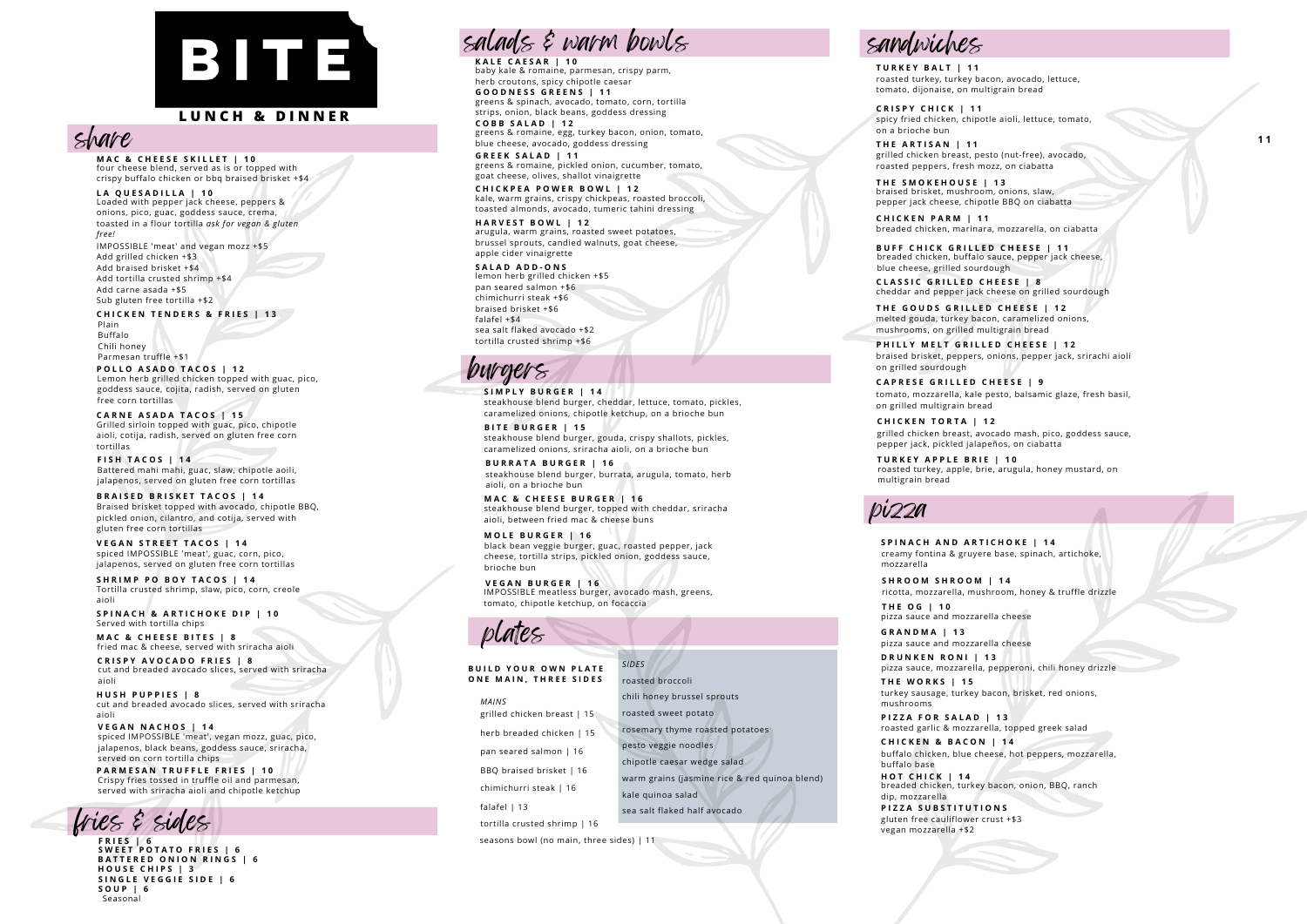# BITE

**LUNCH & DINNER**

## share

**MAC & CHEESE SKILLET | 10**
four cheese blend, served as is or topped with crispy buffalo chicken or bbq braised brisket +$4

**LA QUESADILLA | 10**
Loaded with pepper jack cheese, peppers & onions, pico, guac, goddess sauce, crema, toasted in a flour tortilla *ask for vegan & gluten free!*
IMPOSSIBLE 'meat' and vegan mozz +$5
Add grilled chicken +$3
Add braised brisket +$4
Add tortilla crusted shrimp +$4
Add carne asada +$5
Sub gluten free tortilla +$2

**CHICKEN TENDERS & FRIES | 13**
Plain
Buffalo
Chili honey
Parmesan truffle +$1

**POLLO ASADO TACOS | 12**
Lemon herb grilled chicken topped with guac, pico, goddess sauce, cojita, radish, served on gluten free corn tortillas

**CARNE ASADA TACOS | 15**
Grilled sirloin topped with guac, pico, chipotle aioli, cotija, radish, served on gluten free corn tortillas

**FISH TACOS | 14**
Battered mahi mahi, guac, slaw, chipotle aoili, jalapenos, served on gluten free corn tortillas

**BRAISED BRISKET TACOS | 14**
Braised brisket topped with avocado, chipotle BBQ, pickled onion, cilantro, and cotija, served with gluten free corn tortillas

**VEGAN STREET TACOS | 14**
spiced IMPOSSIBLE 'meat', guac, corn, pico, jalapenos, served on gluten free corn tortillas

**SHRIMP PO BOY TACOS | 14**
Tortilla crusted shrimp, slaw, pico, corn, creole aioli

**SPINACH & ARTICHOKE DIP | 10**
Served with tortilla chips

**MAC & CHEESE BITES | 8**
fried mac & cheese, served with sriracha aioli

**CRISPY AVOCADO FRIES | 8**
cut and breaded avocado slices, served with sriracha aioli

**HUSH PUPPIES | 8**
cut and breaded avocado slices, served with sriracha aioli

**VEGAN NACHOS | 14**
spiced IMPOSSIBLE 'meat', vegan mozz, guac, pico, jalapenos, black beans, goddess sauce, sriracha, served on corn tortilla chips

**PARMESAN TRUFFLE FRIES | 10**
Crispy fries tossed in truffle oil and parmesan, served with sriracha aioli and chipotle ketchup

## fries & sides

**FRIES | 6**
**SWEET POTATO FRIES | 6**
**BATTERED ONION RINGS | 6**
**HOUSE CHIPS | 3**
**SINGLE VEGGIE SIDE | 6**
**SOUP | 6**
Seasonal

## salads & warm bowls

**KALE CAESAR | 10**
baby kale & romaine, parmesan, crispy parm, herb croutons, spicy chipotle caesar

**GOODNESS GREENS | 11**
greens & spinach, avocado, tomato, corn, tortilla strips, onion, black beans, goddess dressing

**COBB SALAD | 12**
greens & romaine, egg, turkey bacon, onion, tomato, blue cheese, avocado, goddess dressing

**GREEK SALAD | 11**
greens & romaine, pickled onion, cucumber, tomato, goat cheese, olives, shallot vinaigrette

**CHICKPEA POWER BOWL | 12**
kale, warm grains, crispy chickpeas, roasted broccoli, toasted almonds, avocado, tumeric tahini dressing

**HARVEST BOWL | 12**
arugula, warm grains, roasted sweet potatoes, brussel sprouts, candied walnuts, goat cheese, apple cider vinaigrette

**SALAD ADD-ONS**
lemon herb grilled chicken +$5
pan seared salmon +$6
chimichurri steak +$6
braised brisket +$6
falafel +$4
sea salt flaked avocado +$2
tortilla crusted shrimp +$6

## burgers

**SIMPLY BURGER | 14**
steakhouse blend burger, cheddar, lettuce, tomato, pickles, caramelized onions, chipotle ketchup, on a brioche bun

**BITE BURGER | 15**
steakhouse blend burger, gouda, crispy shallots, pickles, caramelized onions, sriracha aioli, on a brioche bun

**BURRATA BURGER | 16**
steakhouse blend burger, burrata, arugula, tomato, herb aioli, on a brioche bun

**MAC & CHEESE BURGER | 16**
steakhouse blend burger, topped with cheddar, sriracha aioli, between fried mac & cheese buns

**MOLE BURGER | 16**
black bean veggie burger, guac, roasted pepper, jack cheese, tortilla strips, pickled onion, goddess sauce, brioche bun

**VEGAN BURGER | 16**
IMPOSSIBLE meatless burger, avocado mash, greens, tomato, chipotle ketchup, on focaccia

## plates

**BUILD YOUR OWN PLATE**
**ONE MAIN, THREE SIDES**

*MAINS*
grilled chicken breast | 15
herb breaded chicken | 15
pan seared salmon | 16
BBQ braised brisket | 16
chimichurri steak | 16
falafel | 13
tortilla crusted shrimp | 16
seasons bowl (no main, three sides) | 11

*SIDES*
roasted broccoli
chili honey brussel sprouts
roasted sweet potato
rosemary thyme roasted potatoes
pesto veggie noodles
chipotle caesar wedge salad
warm grains (jasmine rice & red quinoa blend)
kale quinoa salad
sea salt flaked half avocado

## sandwiches

**TURKEY BALT | 11**
roasted turkey, turkey bacon, avocado, lettuce, tomato, dijonaise, on multigrain bread

**CRISPY CHICK | 11**
spicy fried chicken, chipotle aioli, lettuce, tomato, on a brioche bun

**THE ARTISAN | 11**
grilled chicken breast, pesto (nut-free), avocado, roasted peppers, fresh mozz, on ciabatta

**THE SMOKEHOUSE | 13**
braised brisket, mushroom, onions, slaw, pepper jack cheese, chipotle BBQ on ciabatta

**CHICKEN PARM | 11**
breaded chicken, marinara, mozzarella, on ciabatta

**BUFF CHICK GRILLED CHEESE | 11**
breaded chicken, buffalo sauce, pepper jack cheese, blue cheese, grilled sourdough

**CLASSIC GRILLED CHEESE | 8**
cheddar and pepper jack cheese on grilled sourdough

**THE GOUDS GRILLED CHEESE | 12**
melted gouda, turkey bacon, caramelized onions, mushrooms, on grilled multigrain bread

**PHILLY MELT GRILLED CHEESE | 12**
braised brisket, peppers, onions, pepper jack, sriachi aioli on grilled sourdough

**CAPRESE GRILLED CHEESE | 9**
tomato, mozzarella, kale pesto, balsamic glaze, fresh basil, on grilled multigrain bread

**CHICKEN TORTA | 12**
grilled chicken breast, avocado mash, pico, goddess sauce, pepper jack, pickled jalapeños, on ciabatta

**TURKEY APPLE BRIE | 10**
roasted turkey, apple, brie, arugula, honey mustard, on multigrain bread

## pizza

**SPINACH AND ARTICHOKE | 14**
creamy fontina & gruyere base, spinach, artichoke, mozzarella

**SHROOM SHROOM | 14**
ricotta, mozzarella, mushroom, honey & truffle drizzle

**THE OG | 10**
pizza sauce and mozzarella cheese

**GRANDMA | 13**
pizza sauce and mozzarella cheese

**DRUNKEN RONI | 13**
pizza sauce, mozzarella, pepperoni, chili honey drizzle

**THE WORKS | 15**
turkey sausage, turkey bacon, brisket, red onions, mushrooms

**PIZZA FOR SALAD | 13**
roasted garlic & mozzarella, topped greek salad

**CHICKEN & BACON | 14**
buffalo chicken, blue cheese, hot peppers, mozzarella, buffalo base

**HOT CHICK | 14**
breaded chicken, turkey bacon, onion, BBQ, ranch dip, mozzarella

**PIZZA SUBSTITUTIONS**
gluten free cauliflower crust +$3
vegan mozzarella +$2